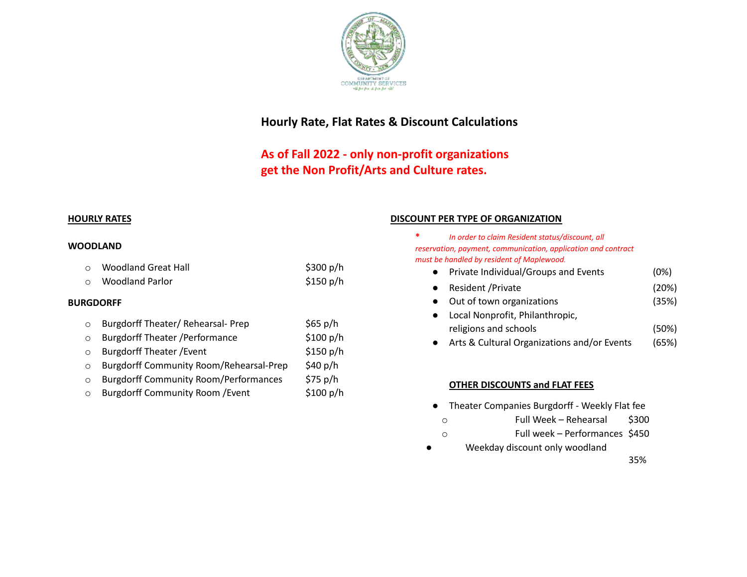# Hourly Rate, Flat Rates & Discount Calculations

**As of Fall 2022 - only non-profit organizations get the Non Profit/Arts and Culture rates.**

## HOURLY RATES

### WOODLAND

- Woodland Great Hall — $300 p/h
- Woodland Parlor — $150 p/h

### BURGDORFF

- Burgdorff Theater/ Rehearsal- Prep — $65 p/h
- Burgdorff Theater /Performance — $100 p/h
- Burgdorff Theater /Event — $150 p/h
- Burgdorff Community Room/Rehearsal-Prep — $40 p/h
- Burgdorff Community Room/Performances — $75 p/h
- Burgdorff Community Room /Event — $100 p/h

## DISCOUNT PER TYPE OF ORGANIZATION

*\* In order to claim Resident status/discount, all reservation, payment, communication, application and contract must be handled by resident of Maplewood.*

- Private Individual/Groups and Events (0%)
- Resident /Private (20%)
- Out of town organizations (35%)
- Local Nonprofit, Philanthropic, religions and schools (50%)
- Arts & Cultural Organizations and/or Events (65%)

## OTHER DISCOUNTS and FLAT FEES

- Theater Companies Burgdorff - Weekly Flat fee
  - Full Week – Rehearsal $300
  - Full week – Performances $450
- Weekday discount only woodland 35%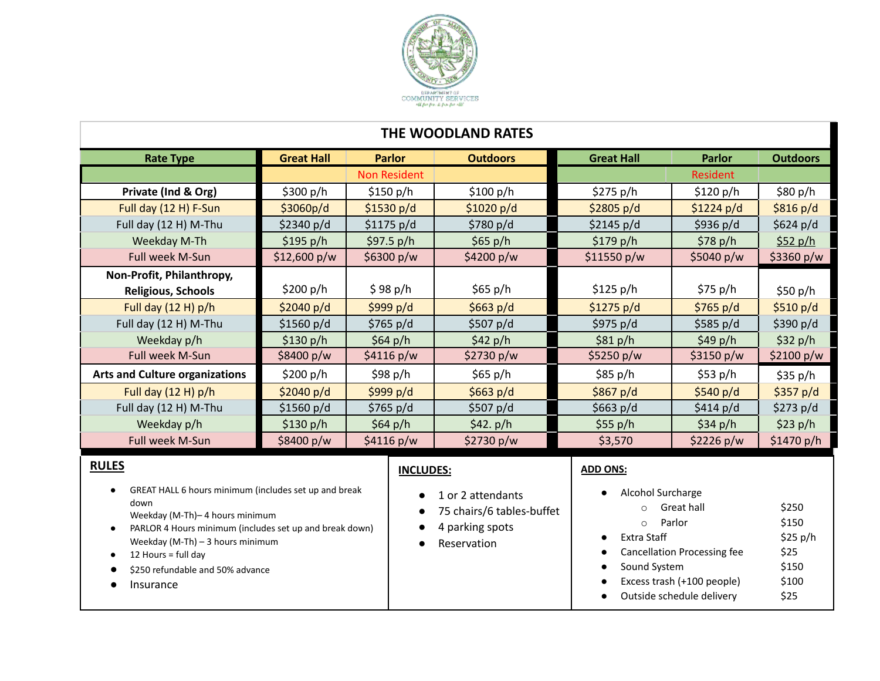DEPARTMENT OF COMMUNITY SERVICES

## THE WOODLAND RATES

| Rate Type | Great Hall | Parlor | Outdoors | Great Hall | Parlor | Outdoors |
|---|---|---|---|---|---|---|
| | | Non Resident | | | Resident | |
| **Private (Ind & Org)** | $300 p/h | $150 p/h | $100 p/h | $275 p/h | $120 p/h | $80 p/h |
| Full day (12 H) F-Sun | $3060p/d | $1530 p/d | $1020 p/d | $2805 p/d | $1224 p/d | $816 p/d |
| Full day (12 H) M-Thu | $2340 p/d | $1175 p/d | $780 p/d | $2145 p/d | $936 p/d | $624 p/d |
| Weekday M-Th | $195 p/h | $97.5 p/h | $65 p/h | $179 p/h | $78 p/h | $52 p/h |
| Full week M-Sun | $12,600 p/w | $6300 p/w | $4200 p/w | $11550 p/w | $5040 p/w | $3360 p/w |
| **Non-Profit, Philanthropy, Religious, Schools** | $200 p/h | $ 98 p/h | $65 p/h | $125 p/h | $75 p/h | $50 p/h |
| Full day (12 H) p/h | $2040 p/d | $999 p/d | $663 p/d | $1275 p/d | $765 p/d | $510 p/d |
| Full day (12 H) M-Thu | $1560 p/d | $765 p/d | $507 p/d | $975 p/d | $585 p/d | $390 p/d |
| Weekday p/h | $130 p/h | $64 p/h | $42 p/h | $81 p/h | $49 p/h | $32 p/h |
| Full week M-Sun | $8400 p/w | $4116 p/w | $2730 p/w | $5250 p/w | $3150 p/w | $2100 p/w |
| **Arts and Culture organizations** | $200 p/h | $98 p/h | $65 p/h | $85 p/h | $53 p/h | $35 p/h |
| Full day (12 H) p/h | $2040 p/d | $999 p/d | $663 p/d | $867 p/d | $540 p/d | $357 p/d |
| Full day (12 H) M-Thu | $1560 p/d | $765 p/d | $507 p/d | $663 p/d | $414 p/d | $273 p/d |
| Weekday p/h | $130 p/h | $64 p/h | $42. p/h | $55 p/h | $34 p/h | $23 p/h |
| Full week M-Sun | $8400 p/w | $4116 p/w | $2730 p/w | $3,570 | $2226 p/w | $1470 p/h |

### RULES

- GREAT HALL 6 hours minimum (includes set up and break down
  Weekday (M-Th)– 4 hours minimum
- PARLOR 4 Hours minimum (includes set up and break down)
  Weekday (M-Th) – 3 hours minimum
- 12 Hours = full day
- $250 refundable and 50% advance
- Insurance

### INCLUDES:

- 1 or 2 attendants
- 75 chairs/6 tables-buffet
- 4 parking spots
- Reservation

### ADD ONS:

- Alcohol Surcharge
  - Great hall $250
  - Parlor $150
- Extra Staff $25 p/h
- Cancellation Processing fee $25
- Sound System $150
- Excess trash (+100 people) $100
- Outside schedule delivery $25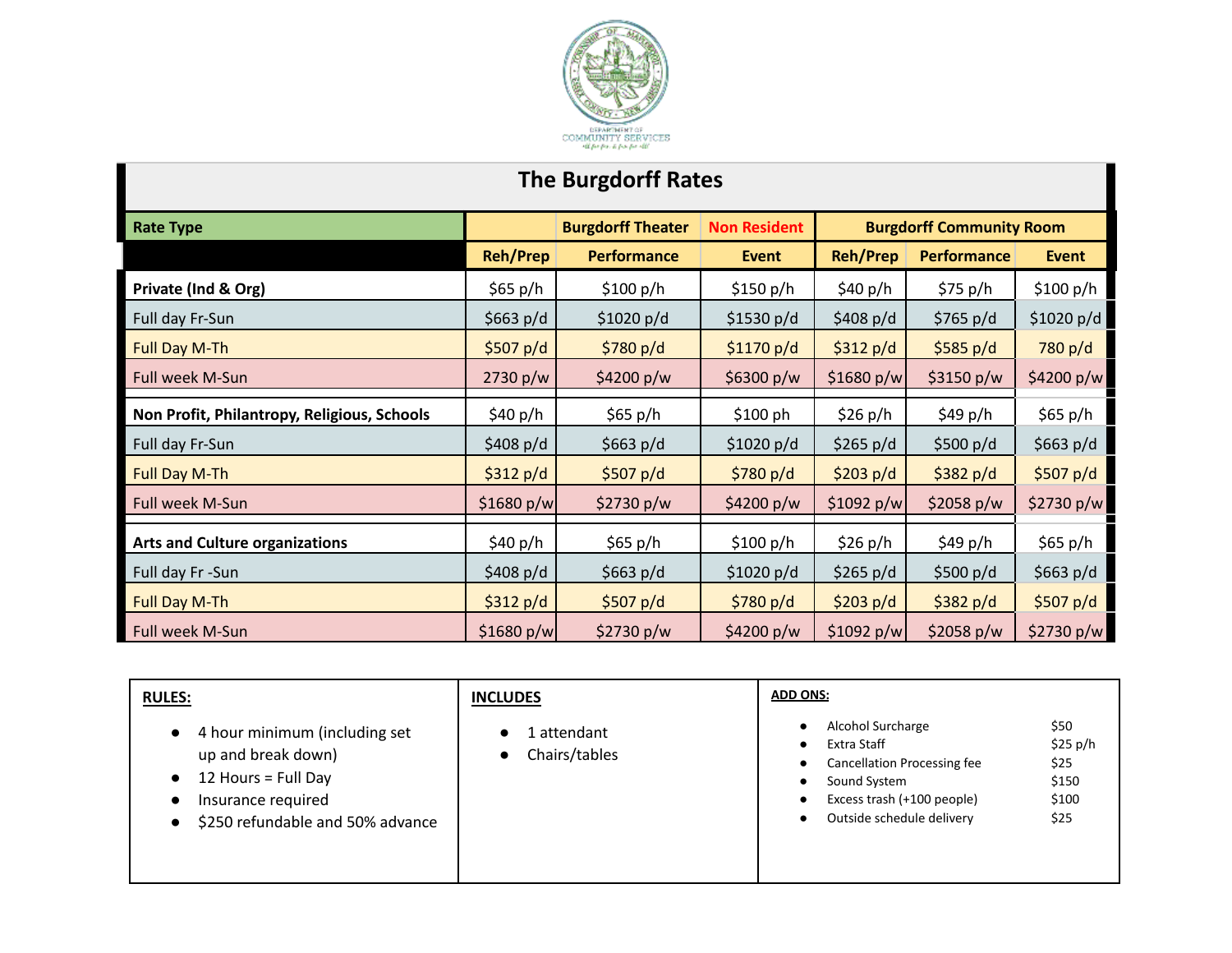Department of Community Services

# The Burgdorff Rates

| Rate Type | | Burgdorff Theater | Non Resident | Burgdorff Community Room | | |
|---|---|---|---|---|---|---|
| | Reh/Prep | Performance | Event | Reh/Prep | Performance | Event |
| **Private (Ind & Org)** | $65 p/h | $100 p/h | $150 p/h | $40 p/h | $75 p/h | $100 p/h |
| Full day Fr-Sun | $663 p/d | $1020 p/d | $1530 p/d | $408 p/d | $765 p/d | $1020 p/d |
| Full Day M-Th | $507 p/d | $780 p/d | $1170 p/d | $312 p/d | $585 p/d | 780 p/d |
| Full week M-Sun | 2730 p/w | $4200 p/w | $6300 p/w | $1680 p/w | $3150 p/w | $4200 p/w |
| **Non Profit, Philantropy, Religious, Schools** | $40 p/h | $65 p/h | $100 ph | $26 p/h | $49 p/h | $65 p/h |
| Full day Fr-Sun | $408 p/d | $663 p/d | $1020 p/d | $265 p/d | $500 p/d | $663 p/d |
| Full Day M-Th | $312 p/d | $507 p/d | $780 p/d | $203 p/d | $382 p/d | $507 p/d |
| Full week M-Sun | $1680 p/w | $2730 p/w | $4200 p/w | $1092 p/w | $2058 p/w | $2730 p/w |
| **Arts and Culture organizations** | $40 p/h | $65 p/h | $100 p/h | $26 p/h | $49 p/h | $65 p/h |
| Full day Fr -Sun | $408 p/d | $663 p/d | $1020 p/d | $265 p/d | $500 p/d | $663 p/d |
| Full Day M-Th | $312 p/d | $507 p/d | $780 p/d | $203 p/d | $382 p/d | $507 p/d |
| Full week M-Sun | $1680 p/w | $2730 p/w | $4200 p/w | $1092 p/w | $2058 p/w | $2730 p/w |

**RULES:**

- 4 hour minimum (including set up and break down)
- 12 Hours = Full Day
- Insurance required
- $250 refundable and 50% advance

**INCLUDES**

- 1 attendant
- Chairs/tables

**ADD ONS:**

| Add On | Price |
|---|---|
| Alcohol Surcharge | $50 |
| Extra Staff | $25 p/h |
| Cancellation Processing fee | $25 |
| Sound System | $150 |
| Excess trash (+100 people) | $100 |
| Outside schedule delivery | $25 |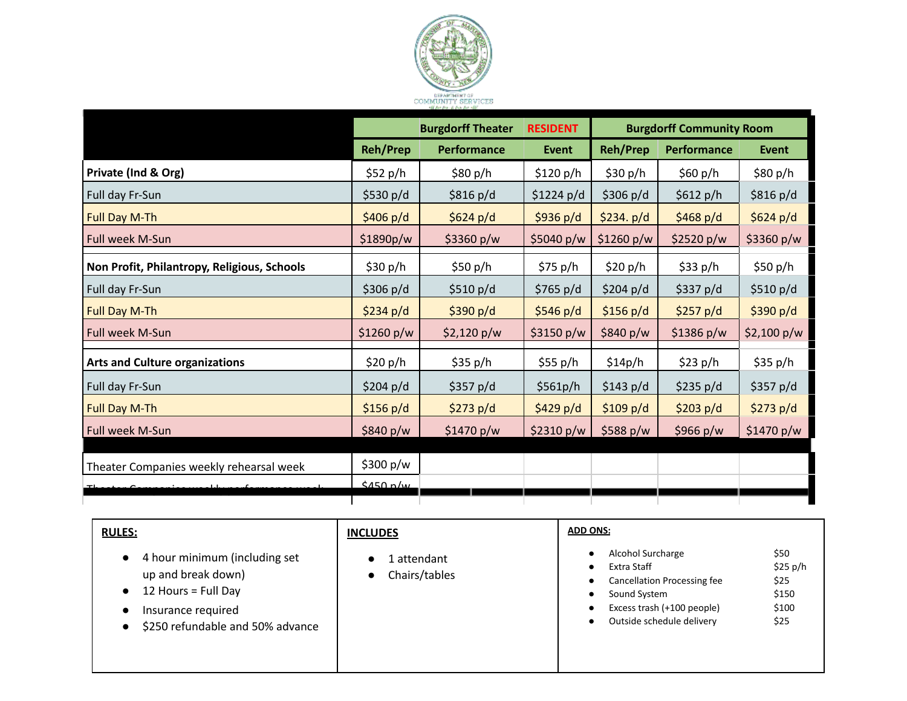| | Reh/Prep | Burgdorff Theater Performance | RESIDENT Event | Burgdorff Community Room Reh/Prep | Performance | Event |
|---|---|---|---|---|---|---|
| **Private (Ind & Org)** | $52 p/h | $80 p/h | $120 p/h | $30 p/h | $60 p/h | $80 p/h |
| Full day Fr-Sun | $530 p/d | $816 p/d | $1224 p/d | $306 p/d | $612 p/h | $816 p/d |
| Full Day M-Th | $406 p/d | $624 p/d | $936 p/d | $234. p/d | $468 p/d | $624 p/d |
| Full week M-Sun | $1890p/w | $3360 p/w | $5040 p/w | $1260 p/w | $2520 p/w | $3360 p/w |
| **Non Profit, Philantropy, Religious, Schools** | $30 p/h | $50 p/h | $75 p/h | $20 p/h | $33 p/h | $50 p/h |
| Full day Fr-Sun | $306 p/d | $510 p/d | $765 p/d | $204 p/d | $337 p/d | $510 p/d |
| Full Day M-Th | $234 p/d | $390 p/d | $546 p/d | $156 p/d | $257 p/d | $390 p/d |
| Full week M-Sun | $1260 p/w | $2,120 p/w | $3150 p/w | $840 p/w | $1386 p/w | $2,100 p/w |
| **Arts and Culture organizations** | $20 p/h | $35 p/h | $55 p/h | $14p/h | $23 p/h | $35 p/h |
| Full day Fr-Sun | $204 p/d | $357 p/d | $561p/h | $143 p/d | $235 p/d | $357 p/d |
| Full Day M-Th | $156 p/d | $273 p/d | $429 p/d | $109 p/d | $203 p/d | $273 p/d |
| Full week M-Sun | $840 p/w | $1470 p/w | $2310 p/w | $588 p/w | $966 p/w | $1470 p/w |
| Theater Companies weekly rehearsal week | $300 p/w | | | | | |
| Theater Companies weekly performance week | $450 p/w | | | | | |

**RULES:**

- 4 hour minimum (including set up and break down)
- 12 Hours = Full Day
- Insurance required
- $250 refundable and 50% advance

**INCLUDES**

- 1 attendant
- Chairs/tables

**ADD ONS:**

- Alcohol Surcharge $50
- Extra Staff $25 p/h
- Cancellation Processing fee $25
- Sound System $150
- Excess trash (+100 people) $100
- Outside schedule delivery $25